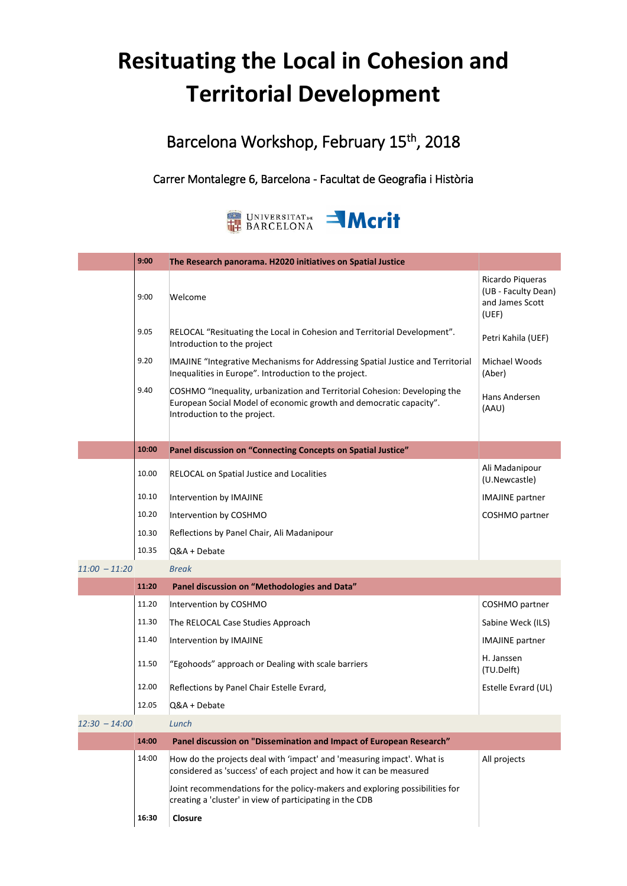# Resituating the Local in Cohesion and Territorial Development

## Barcelona Workshop, February 15th, 2018

Carrer Montalegre 6, Barcelona - Facultat de Geografia i Història

| | | | |
|---|---|---|---|
| | **9:00** | **The Research panorama. H2020 initiatives on Spatial Justice** | |
| | 9:00 | Welcome | Ricardo Piqueras (UB - Faculty Dean) and James Scott (UEF) |
| | 9.05 | RELOCAL "Resituating the Local in Cohesion and Territorial Development". Introduction to the project | Petri Kahila (UEF) |
| | 9.20 | IMAJINE "Integrative Mechanisms for Addressing Spatial Justice and Territorial Inequalities in Europe". Introduction to the project. | Michael Woods (Aber) |
| | 9.40 | COSHMO "Inequality, urbanization and Territorial Cohesion: Developing the European Social Model of economic growth and democratic capacity". Introduction to the project. | Hans Andersen (AAU) |
| | **10:00** | **Panel discussion on "Connecting Concepts on Spatial Justice"** | |
| | 10.00 | RELOCAL on Spatial Justice and Localities | Ali Madanipour (U.Newcastle) |
| | 10.10 | Intervention by IMAJINE | IMAJINE partner |
| | 10.20 | Intervention by COSHMO | COSHMO partner |
| | 10.30 | Reflections by Panel Chair, Ali Madanipour | |
| | 10.35 | Q&A + Debate | |
| *11:00 – 11:20* | | *Break* | |
| | **11:20** | **Panel discussion on "Methodologies and Data"** | |
| | 11.20 | Intervention by COSHMO | COSHMO partner |
| | 11.30 | The RELOCAL Case Studies Approach | Sabine Weck (ILS) |
| | 11.40 | Intervention by IMAJINE | IMAJINE partner |
| | 11.50 | "Egohoods" approach or Dealing with scale barriers | H. Janssen (TU.Delft) |
| | 12.00 | Reflections by Panel Chair Estelle Evrard, | Estelle Evrard (UL) |
| | 12.05 | Q&A + Debate | |
| *12:30 – 14:00* | | *Lunch* | |
| | **14:00** | **Panel discussion on "Dissemination and Impact of European Research"** | |
| | 14:00 | How do the projects deal with 'impact' and 'measuring impact'. What is considered as 'success' of each project and how it can be measured | All projects |
| | | Joint recommendations for the policy-makers and exploring possibilities for creating a 'cluster' in view of participating in the CDB | |
| | **16:30** | **Closure** | |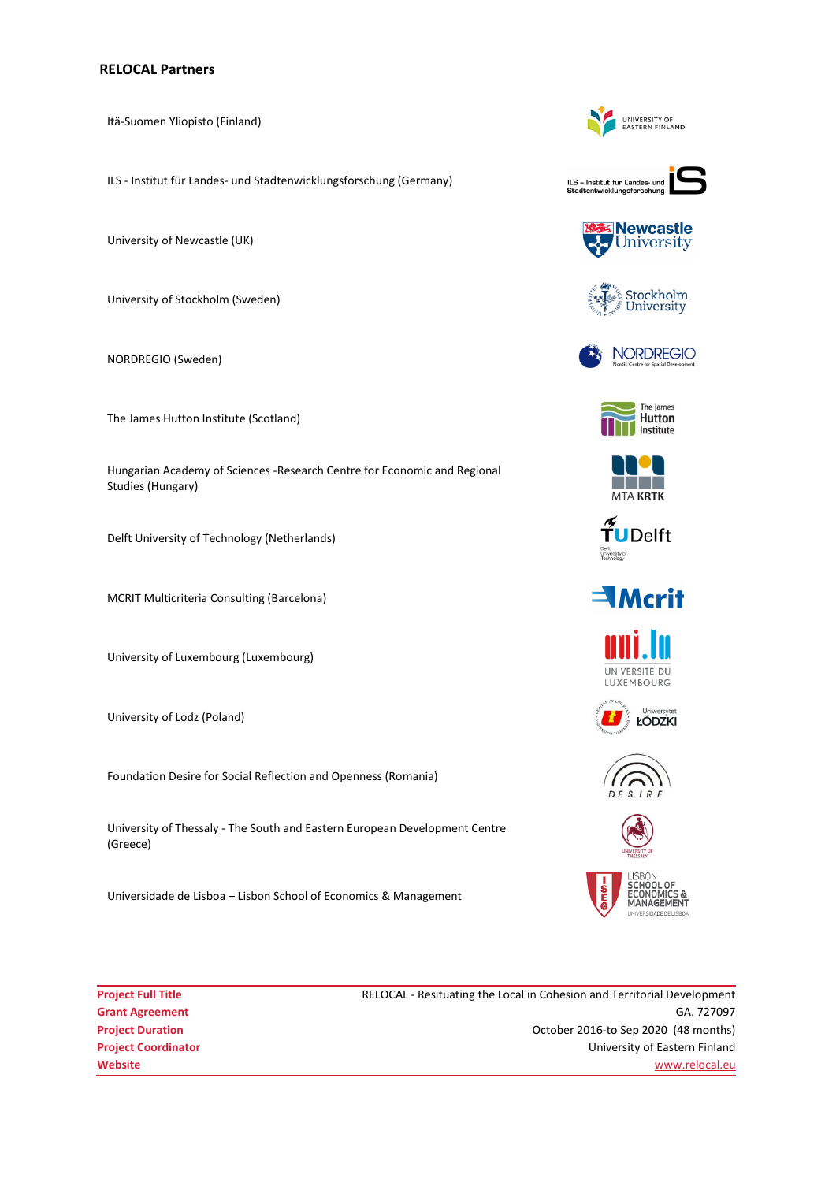**RELOCAL Partners**

Itä-Suomen Yliopisto (Finland)

ILS - Institut für Landes- und Stadtentwicklungsforschung (Germany)

University of Newcastle (UK)

University of Stockholm (Sweden)

NORDREGIO (Sweden)

The James Hutton Institute (Scotland)

Hungarian Academy of Sciences -Research Centre for Economic and Regional Studies (Hungary)

Delft University of Technology (Netherlands)

MCRIT Multicriteria Consulting (Barcelona)

University of Luxembourg (Luxembourg)

University of Lodz (Poland)

Foundation Desire for Social Reflection and Openness (Romania)

University of Thessaly - The South and Eastern European Development Centre (Greece)

Universidade de Lisboa – Lisbon School of Economics & Management

| | |
|---|---|
| **Project Full Title** | RELOCAL - Resituating the Local in Cohesion and Territorial Development |
| **Grant Agreement** | GA. 727097 |
| **Project Duration** | October 2016-to Sep 2020 (48 months) |
| **Project Coordinator** | University of Eastern Finland |
| **Website** | www.relocal.eu |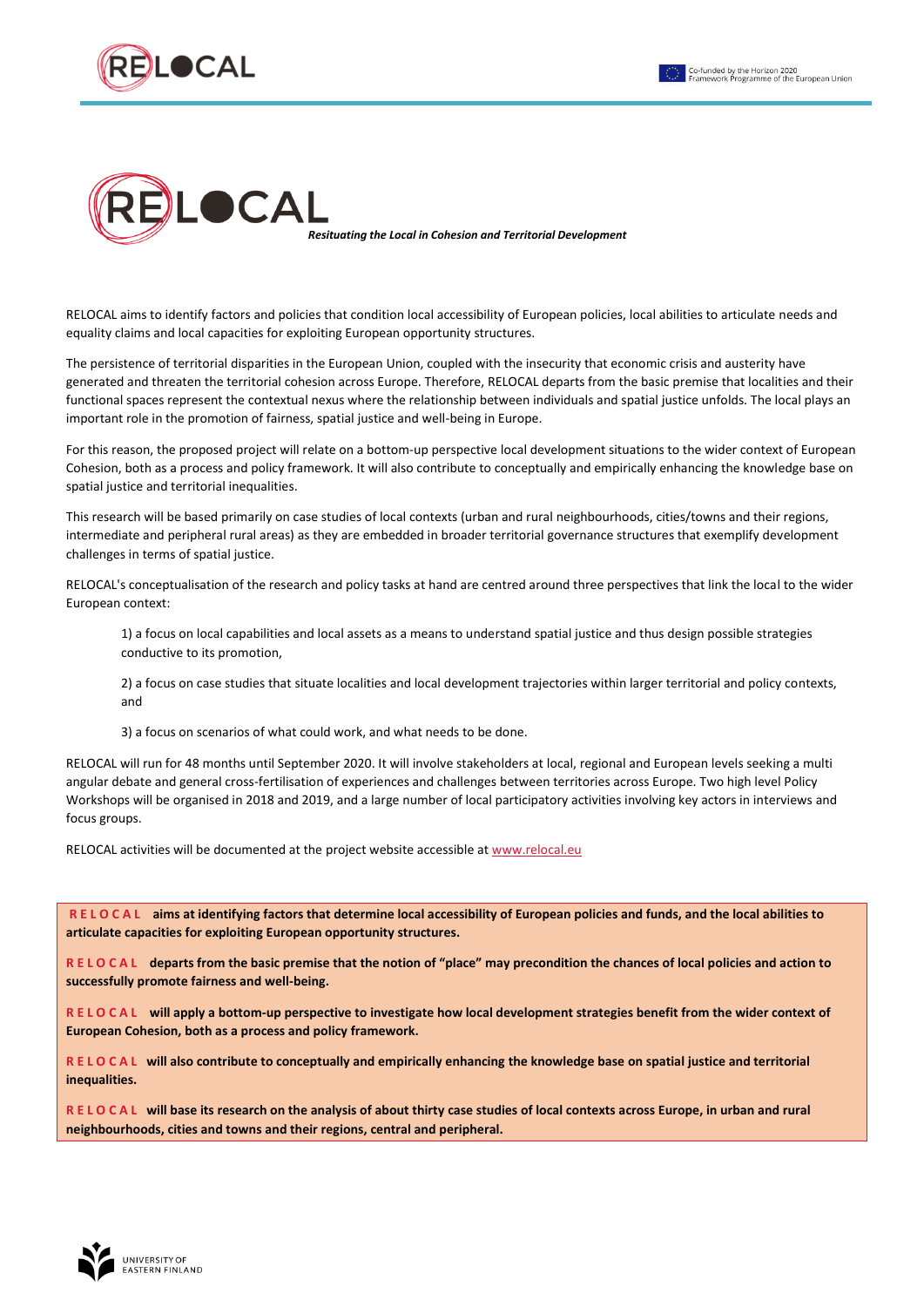# RELOCAL

***Resituating the Local in Cohesion and Territorial Development***

RELOCAL aims to identify factors and policies that condition local accessibility of European policies, local abilities to articulate needs and equality claims and local capacities for exploiting European opportunity structures.

The persistence of territorial disparities in the European Union, coupled with the insecurity that economic crisis and austerity have generated and threaten the territorial cohesion across Europe. Therefore, RELOCAL departs from the basic premise that localities and their functional spaces represent the contextual nexus where the relationship between individuals and spatial justice unfolds. The local plays an important role in the promotion of fairness, spatial justice and well-being in Europe.

For this reason, the proposed project will relate on a bottom-up perspective local development situations to the wider context of European Cohesion, both as a process and policy framework. It will also contribute to conceptually and empirically enhancing the knowledge base on spatial justice and territorial inequalities.

This research will be based primarily on case studies of local contexts (urban and rural neighbourhoods, cities/towns and their regions, intermediate and peripheral rural areas) as they are embedded in broader territorial governance structures that exemplify development challenges in terms of spatial justice.

RELOCAL's conceptualisation of the research and policy tasks at hand are centred around three perspectives that link the local to the wider European context:

1) a focus on local capabilities and local assets as a means to understand spatial justice and thus design possible strategies conductive to its promotion,

2) a focus on case studies that situate localities and local development trajectories within larger territorial and policy contexts, and

3) a focus on scenarios of what could work, and what needs to be done.

RELOCAL will run for 48 months until September 2020. It will involve stakeholders at local, regional and European levels seeking a multi angular debate and general cross-fertilisation of experiences and challenges between territories across Europe. Two high level Policy Workshops will be organised in 2018 and 2019, and a large number of local participatory activities involving key actors in interviews and focus groups.

RELOCAL activities will be documented at the project website accessible at [www.relocal.eu](www.relocal.eu)

**RELOCAL aims at identifying factors that determine local accessibility of European policies and funds, and the local abilities to articulate capacities for exploiting European opportunity structures.**

**RELOCAL departs from the basic premise that the notion of "place" may precondition the chances of local policies and action to successfully promote fairness and well-being.**

**RELOCAL will apply a bottom-up perspective to investigate how local development strategies benefit from the wider context of European Cohesion, both as a process and policy framework.**

**RELOCAL will also contribute to conceptually and empirically enhancing the knowledge base on spatial justice and territorial inequalities.**

**RELOCAL will base its research on the analysis of about thirty case studies of local contexts across Europe, in urban and rural neighbourhoods, cities and towns and their regions, central and peripheral.**